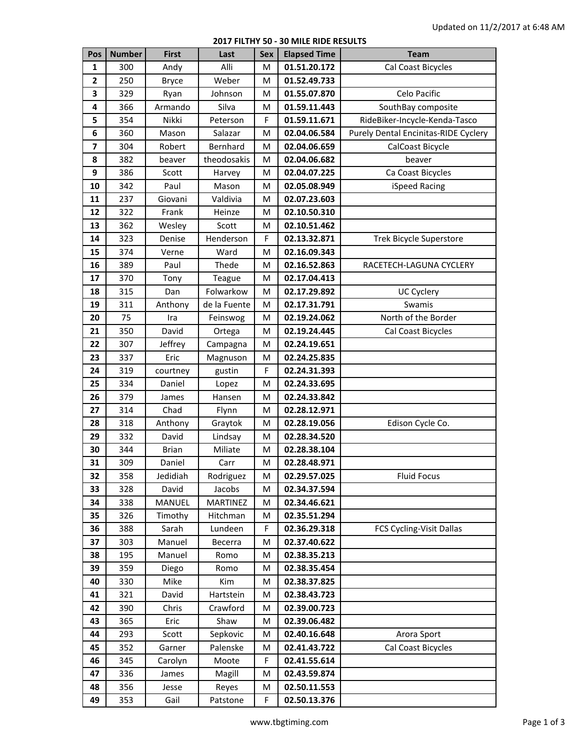Updated on 11/2/2017 at 6:48 AM

## 2017 FILTHY 50 - 30 MILE RIDE RESULTS

| Pos | Number | First | Last | Sex | Elapsed Time | Team |
|---|---|---|---|---|---|---|
| 1 | 300 | Andy | Alli | M | 01.51.20.172 | Cal Coast Bicycles |
| 2 | 250 | Bryce | Weber | M | 01.52.49.733 | |
| 3 | 329 | Ryan | Johnson | M | 01.55.07.870 | Celo Pacific |
| 4 | 366 | Armando | Silva | M | 01.59.11.443 | SouthBay composite |
| 5 | 354 | Nikki | Peterson | F | 01.59.11.671 | RideBiker-Incycle-Kenda-Tasco |
| 6 | 360 | Mason | Salazar | M | 02.04.06.584 | Purely Dental Encinitas-RIDE Cyclery |
| 7 | 304 | Robert | Bernhard | M | 02.04.06.659 | CalCoast Bicycle |
| 8 | 382 | beaver | theodosakis | M | 02.04.06.682 | beaver |
| 9 | 386 | Scott | Harvey | M | 02.04.07.225 | Ca Coast Bicycles |
| 10 | 342 | Paul | Mason | M | 02.05.08.949 | iSpeed Racing |
| 11 | 237 | Giovani | Valdivia | M | 02.07.23.603 | |
| 12 | 322 | Frank | Heinze | M | 02.10.50.310 | |
| 13 | 362 | Wesley | Scott | M | 02.10.51.462 | |
| 14 | 323 | Denise | Henderson | F | 02.13.32.871 | Trek Bicycle Superstore |
| 15 | 374 | Verne | Ward | M | 02.16.09.343 | |
| 16 | 389 | Paul | Thede | M | 02.16.52.863 | RACETECH-LAGUNA CYCLERY |
| 17 | 370 | Tony | Teague | M | 02.17.04.413 | |
| 18 | 315 | Dan | Folwarkow | M | 02.17.29.892 | UC Cyclery |
| 19 | 311 | Anthony | de la Fuente | M | 02.17.31.791 | Swamis |
| 20 | 75 | Ira | Feinswog | M | 02.19.24.062 | North of the Border |
| 21 | 350 | David | Ortega | M | 02.19.24.445 | Cal Coast Bicycles |
| 22 | 307 | Jeffrey | Campagna | M | 02.24.19.651 | |
| 23 | 337 | Eric | Magnuson | M | 02.24.25.835 | |
| 24 | 319 | courtney | gustin | F | 02.24.31.393 | |
| 25 | 334 | Daniel | Lopez | M | 02.24.33.695 | |
| 26 | 379 | James | Hansen | M | 02.24.33.842 | |
| 27 | 314 | Chad | Flynn | M | 02.28.12.971 | |
| 28 | 318 | Anthony | Graytok | M | 02.28.19.056 | Edison Cycle Co. |
| 29 | 332 | David | Lindsay | M | 02.28.34.520 | |
| 30 | 344 | Brian | Miliate | M | 02.28.38.104 | |
| 31 | 309 | Daniel | Carr | M | 02.28.48.971 | |
| 32 | 358 | Jedidiah | Rodriguez | M | 02.29.57.025 | Fluid Focus |
| 33 | 328 | David | Jacobs | M | 02.34.37.594 | |
| 34 | 338 | MANUEL | MARTINEZ | M | 02.34.46.621 | |
| 35 | 326 | Timothy | Hitchman | M | 02.35.51.294 | |
| 36 | 388 | Sarah | Lundeen | F | 02.36.29.318 | FCS Cycling-Visit Dallas |
| 37 | 303 | Manuel | Becerra | M | 02.37.40.622 | |
| 38 | 195 | Manuel | Romo | M | 02.38.35.213 | |
| 39 | 359 | Diego | Romo | M | 02.38.35.454 | |
| 40 | 330 | Mike | Kim | M | 02.38.37.825 | |
| 41 | 321 | David | Hartstein | M | 02.38.43.723 | |
| 42 | 390 | Chris | Crawford | M | 02.39.00.723 | |
| 43 | 365 | Eric | Shaw | M | 02.39.06.482 | |
| 44 | 293 | Scott | Sepkovic | M | 02.40.16.648 | Arora Sport |
| 45 | 352 | Garner | Palenske | M | 02.41.43.722 | Cal Coast Bicycles |
| 46 | 345 | Carolyn | Moote | F | 02.41.55.614 | |
| 47 | 336 | James | Magill | M | 02.43.59.874 | |
| 48 | 356 | Jesse | Reyes | M | 02.50.11.553 | |
| 49 | 353 | Gail | Patstone | F | 02.50.13.376 | |

www.tbgtiming.com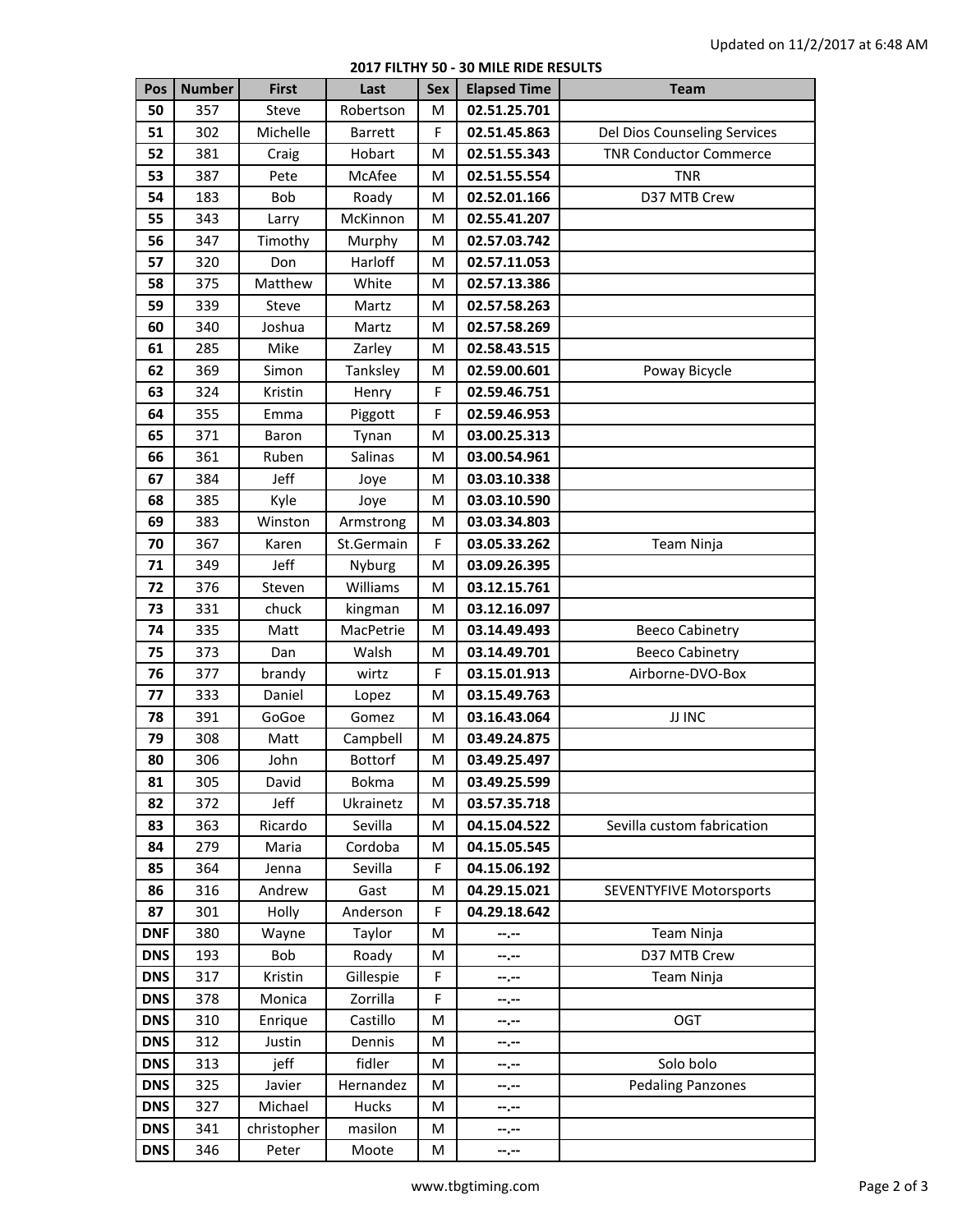Updated on 11/2/2017 at 6:48 AM

**2017 FILTHY 50 - 30 MILE RIDE RESULTS**

| Pos | Number | First | Last | Sex | Elapsed Time | Team |
|---|---|---|---|---|---|---|
| 50 | 357 | Steve | Robertson | M | 02.51.25.701 | |
| 51 | 302 | Michelle | Barrett | F | 02.51.45.863 | Del Dios Counseling Services |
| 52 | 381 | Craig | Hobart | M | 02.51.55.343 | TNR Conductor Commerce |
| 53 | 387 | Pete | McAfee | M | 02.51.55.554 | TNR |
| 54 | 183 | Bob | Roady | M | 02.52.01.166 | D37 MTB Crew |
| 55 | 343 | Larry | McKinnon | M | 02.55.41.207 | |
| 56 | 347 | Timothy | Murphy | M | 02.57.03.742 | |
| 57 | 320 | Don | Harloff | M | 02.57.11.053 | |
| 58 | 375 | Matthew | White | M | 02.57.13.386 | |
| 59 | 339 | Steve | Martz | M | 02.57.58.263 | |
| 60 | 340 | Joshua | Martz | M | 02.57.58.269 | |
| 61 | 285 | Mike | Zarley | M | 02.58.43.515 | |
| 62 | 369 | Simon | Tanksley | M | 02.59.00.601 | Poway Bicycle |
| 63 | 324 | Kristin | Henry | F | 02.59.46.751 | |
| 64 | 355 | Emma | Piggott | F | 02.59.46.953 | |
| 65 | 371 | Baron | Tynan | M | 03.00.25.313 | |
| 66 | 361 | Ruben | Salinas | M | 03.00.54.961 | |
| 67 | 384 | Jeff | Joye | M | 03.03.10.338 | |
| 68 | 385 | Kyle | Joye | M | 03.03.10.590 | |
| 69 | 383 | Winston | Armstrong | M | 03.03.34.803 | |
| 70 | 367 | Karen | St.Germain | F | 03.05.33.262 | Team Ninja |
| 71 | 349 | Jeff | Nyburg | M | 03.09.26.395 | |
| 72 | 376 | Steven | Williams | M | 03.12.15.761 | |
| 73 | 331 | chuck | kingman | M | 03.12.16.097 | |
| 74 | 335 | Matt | MacPetrie | M | 03.14.49.493 | Beeco Cabinetry |
| 75 | 373 | Dan | Walsh | M | 03.14.49.701 | Beeco Cabinetry |
| 76 | 377 | brandy | wirtz | F | 03.15.01.913 | Airborne-DVO-Box |
| 77 | 333 | Daniel | Lopez | M | 03.15.49.763 | |
| 78 | 391 | GoGoe | Gomez | M | 03.16.43.064 | JJ INC |
| 79 | 308 | Matt | Campbell | M | 03.49.24.875 | |
| 80 | 306 | John | Bottorf | M | 03.49.25.497 | |
| 81 | 305 | David | Bokma | M | 03.49.25.599 | |
| 82 | 372 | Jeff | Ukrainetz | M | 03.57.35.718 | |
| 83 | 363 | Ricardo | Sevilla | M | 04.15.04.522 | Sevilla custom fabrication |
| 84 | 279 | Maria | Cordoba | M | 04.15.05.545 | |
| 85 | 364 | Jenna | Sevilla | F | 04.15.06.192 | |
| 86 | 316 | Andrew | Gast | M | 04.29.15.021 | SEVENTYFIVE Motorsports |
| 87 | 301 | Holly | Anderson | F | 04.29.18.642 | |
| DNF | 380 | Wayne | Taylor | M | --.-- | Team Ninja |
| DNS | 193 | Bob | Roady | M | --.-- | D37 MTB Crew |
| DNS | 317 | Kristin | Gillespie | F | --.-- | Team Ninja |
| DNS | 378 | Monica | Zorrilla | F | --.-- | |
| DNS | 310 | Enrique | Castillo | M | --.-- | OGT |
| DNS | 312 | Justin | Dennis | M | --.-- | |
| DNS | 313 | jeff | fidler | M | --.-- | Solo bolo |
| DNS | 325 | Javier | Hernandez | M | --.-- | Pedaling Panzones |
| DNS | 327 | Michael | Hucks | M | --.-- | |
| DNS | 341 | christopher | masilon | M | --.-- | |
| DNS | 346 | Peter | Moote | M | --.-- | |

www.tbgtiming.com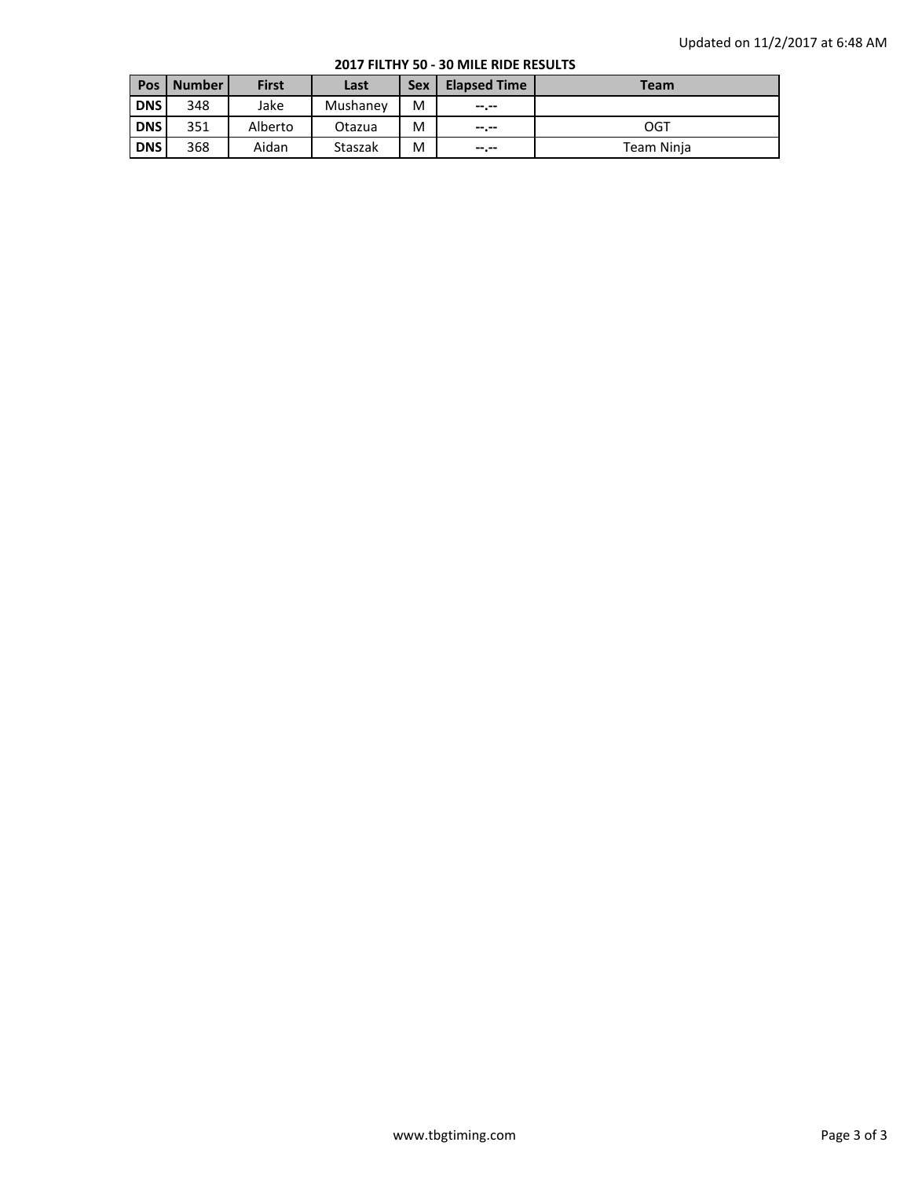**2017 FILTHY 50 - 30 MILE RIDE RESULTS**

| Pos | Number | First | Last | Sex | Elapsed Time | Team |
|---|---|---|---|---|---|---|
| DNS | 348 | Jake | Mushaney | M | --.-- | |
| DNS | 351 | Alberto | Otazua | M | --.-- | OGT |
| DNS | 368 | Aidan | Staszak | M | --.-- | Team Ninja |